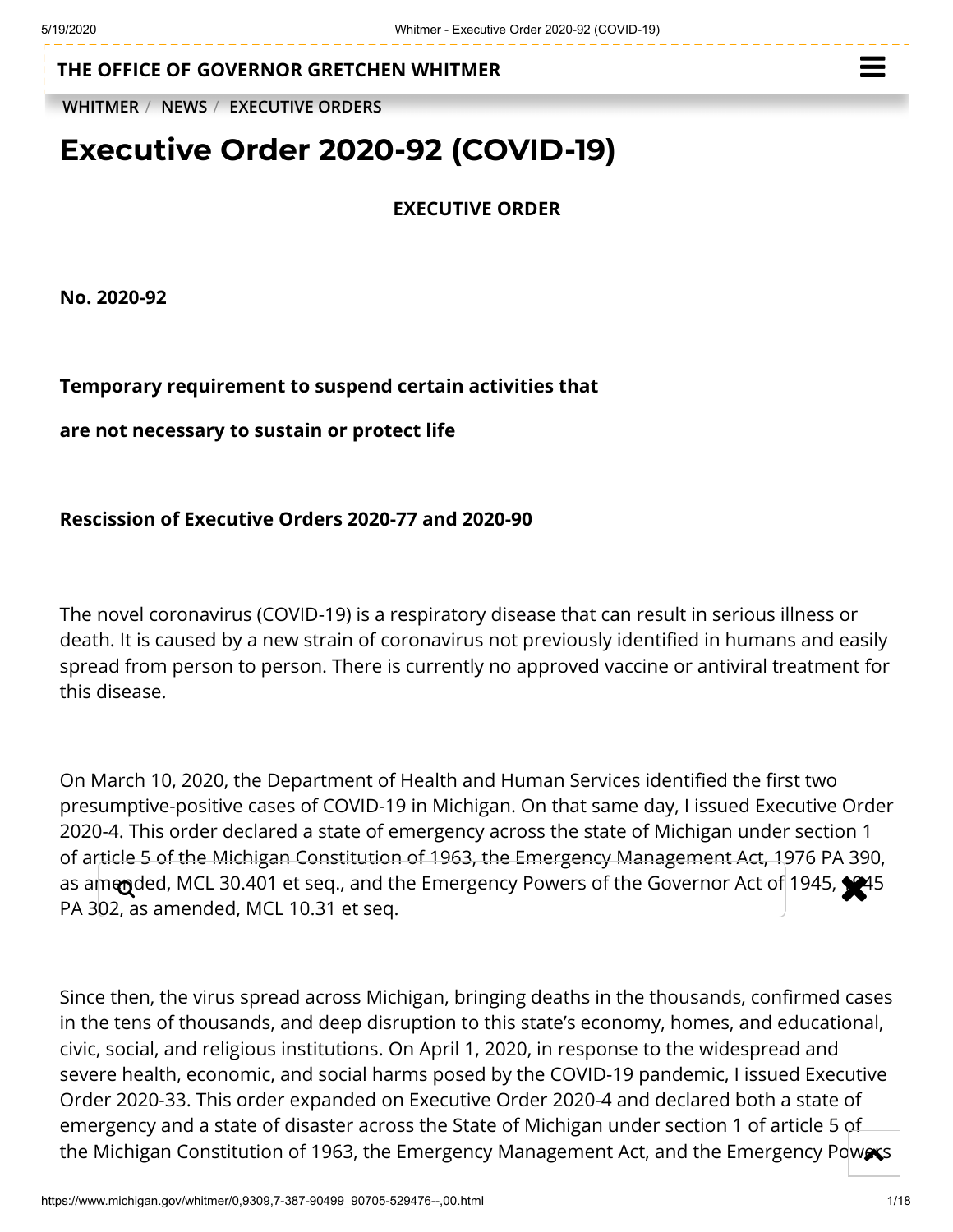THE OFFICE OF GOVERNOR GRETCHEN WHITMER

WHITMER / NEWS / EXECUTIVE ORDERS

# Executive Order 2020-92 (COVID-19)

**EXECUTIVE ORDER**

**No. 2020-92**

**Temporary requirement to suspend certain activities that**

**are not necessary to sustain or protect life**

**Rescission of Executive Orders 2020-77 and 2020-90**

The novel coronavirus (COVID-19) is a respiratory disease that can result in serious illness or death. It is caused by a new strain of coronavirus not previously identified in humans and easily spread from person to person. There is currently no approved vaccine or antiviral treatment for this disease.

On March 10, 2020, the Department of Health and Human Services identified the first two presumptive-positive cases of COVID-19 in Michigan. On that same day, I issued Executive Order 2020-4. This order declared a state of emergency across the state of Michigan under section 1 of article 5 of the Michigan Constitution of 1963, the Emergency Management Act, 1976 PA 390, as amended, MCL 30.401 et seq., and the Emergency Powers of the Governor Act of 1945, 1945 PA 302, as amended, MCL 10.31 et seq.

Since then, the virus spread across Michigan, bringing deaths in the thousands, confirmed cases in the tens of thousands, and deep disruption to this state's economy, homes, and educational, civic, social, and religious institutions. On April 1, 2020, in response to the widespread and severe health, economic, and social harms posed by the COVID-19 pandemic, I issued Executive Order 2020-33. This order expanded on Executive Order 2020-4 and declared both a state of emergency and a state of disaster across the State of Michigan under section 1 of article 5 of the Michigan Constitution of 1963, the Emergency Management Act, and the Emergency Powers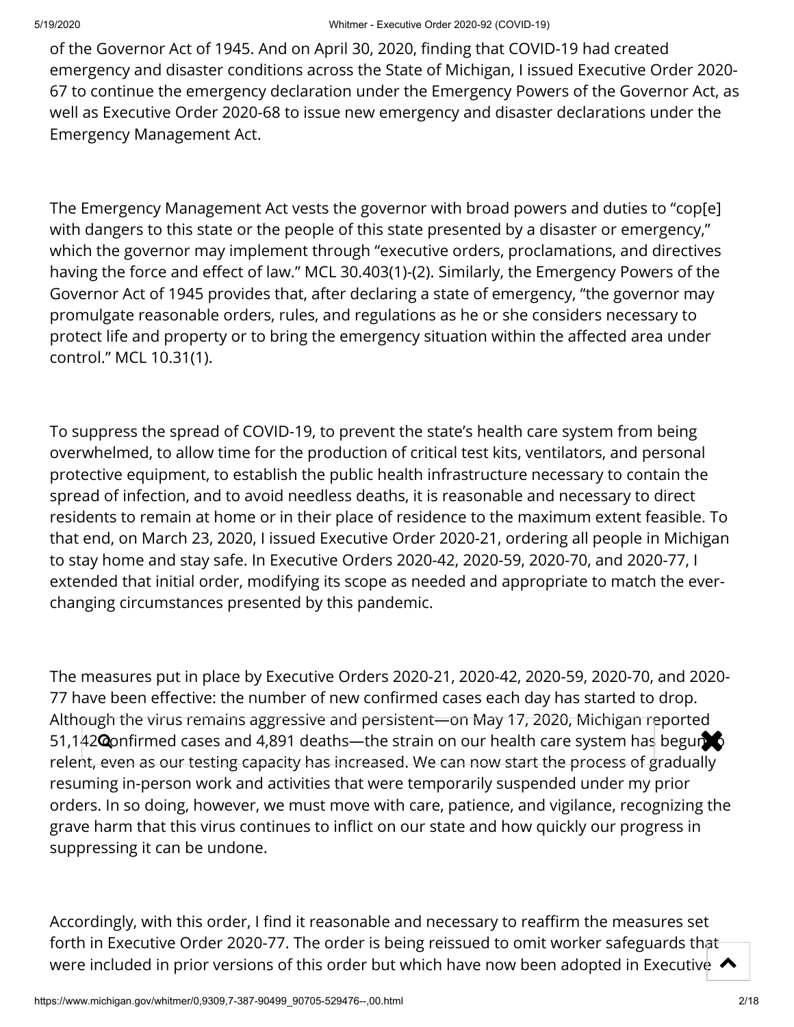of the Governor Act of 1945. And on April 30, 2020, finding that COVID-19 had created emergency and disaster conditions across the State of Michigan, I issued Executive Order 2020-67 to continue the emergency declaration under the Emergency Powers of the Governor Act, as well as Executive Order 2020-68 to issue new emergency and disaster declarations under the Emergency Management Act.

The Emergency Management Act vests the governor with broad powers and duties to "cop[e] with dangers to this state or the people of this state presented by a disaster or emergency," which the governor may implement through "executive orders, proclamations, and directives having the force and effect of law." MCL 30.403(1)-(2). Similarly, the Emergency Powers of the Governor Act of 1945 provides that, after declaring a state of emergency, "the governor may promulgate reasonable orders, rules, and regulations as he or she considers necessary to protect life and property or to bring the emergency situation within the affected area under control." MCL 10.31(1).

To suppress the spread of COVID-19, to prevent the state's health care system from being overwhelmed, to allow time for the production of critical test kits, ventilators, and personal protective equipment, to establish the public health infrastructure necessary to contain the spread of infection, and to avoid needless deaths, it is reasonable and necessary to direct residents to remain at home or in their place of residence to the maximum extent feasible. To that end, on March 23, 2020, I issued Executive Order 2020-21, ordering all people in Michigan to stay home and stay safe. In Executive Orders 2020-42, 2020-59, 2020-70, and 2020-77, I extended that initial order, modifying its scope as needed and appropriate to match the ever-changing circumstances presented by this pandemic.

The measures put in place by Executive Orders 2020-21, 2020-42, 2020-59, 2020-70, and 2020-77 have been effective: the number of new confirmed cases each day has started to drop. Although the virus remains aggressive and persistent—on May 17, 2020, Michigan reported 51,142 confirmed cases and 4,891 deaths—the strain on our health care system has begun to relent, even as our testing capacity has increased. We can now start the process of gradually resuming in-person work and activities that were temporarily suspended under my prior orders. In so doing, however, we must move with care, patience, and vigilance, recognizing the grave harm that this virus continues to inflict on our state and how quickly our progress in suppressing it can be undone.

Accordingly, with this order, I find it reasonable and necessary to reaffirm the measures set forth in Executive Order 2020-77. The order is being reissued to omit worker safeguards that were included in prior versions of this order but which have now been adopted in Executive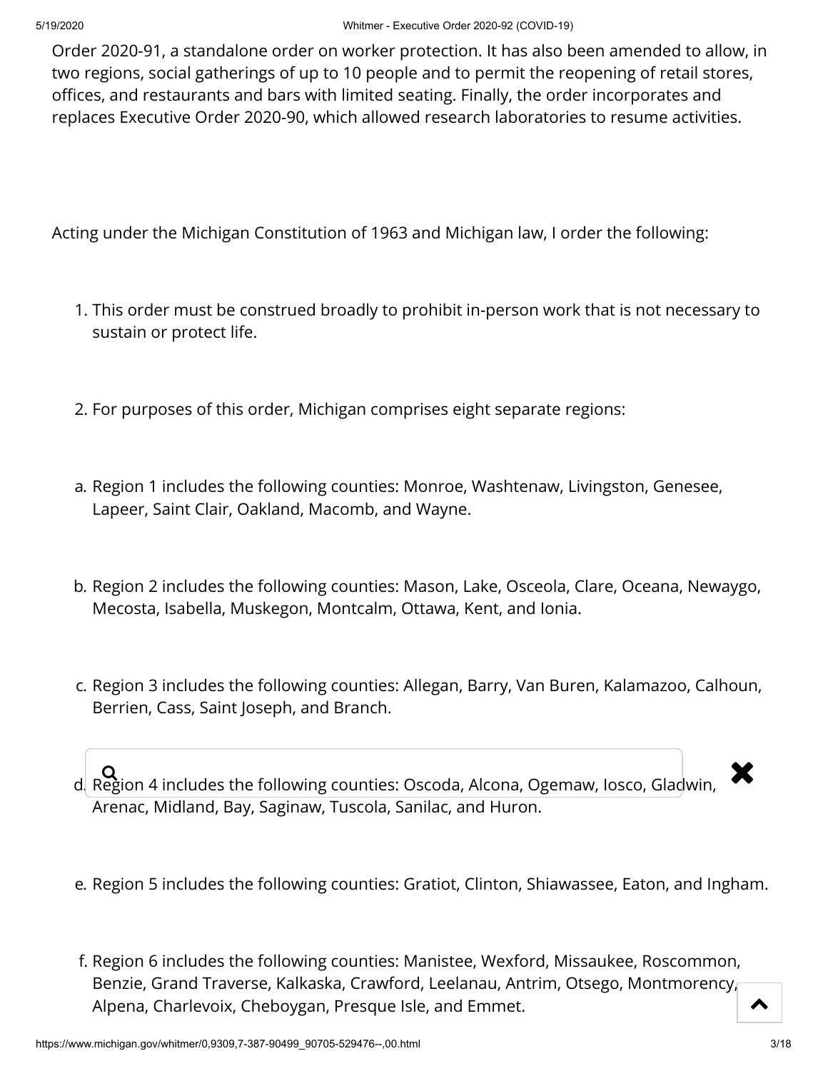Order 2020-91, a standalone order on worker protection. It has also been amended to allow, in two regions, social gatherings of up to 10 people and to permit the reopening of retail stores, offices, and restaurants and bars with limited seating. Finally, the order incorporates and replaces Executive Order 2020-90, which allowed research laboratories to resume activities.

Acting under the Michigan Constitution of 1963 and Michigan law, I order the following:

1. This order must be construed broadly to prohibit in-person work that is not necessary to sustain or protect life.

2. For purposes of this order, Michigan comprises eight separate regions:

a. Region 1 includes the following counties: Monroe, Washtenaw, Livingston, Genesee, Lapeer, Saint Clair, Oakland, Macomb, and Wayne.

b. Region 2 includes the following counties: Mason, Lake, Osceola, Clare, Oceana, Newaygo, Mecosta, Isabella, Muskegon, Montcalm, Ottawa, Kent, and Ionia.

c. Region 3 includes the following counties: Allegan, Barry, Van Buren, Kalamazoo, Calhoun, Berrien, Cass, Saint Joseph, and Branch.

d. Region 4 includes the following counties: Oscoda, Alcona, Ogemaw, Iosco, Gladwin, Arenac, Midland, Bay, Saginaw, Tuscola, Sanilac, and Huron.

e. Region 5 includes the following counties: Gratiot, Clinton, Shiawassee, Eaton, and Ingham.

f. Region 6 includes the following counties: Manistee, Wexford, Missaukee, Roscommon, Benzie, Grand Traverse, Kalkaska, Crawford, Leelanau, Antrim, Otsego, Montmorency, Alpena, Charlevoix, Cheboygan, Presque Isle, and Emmet.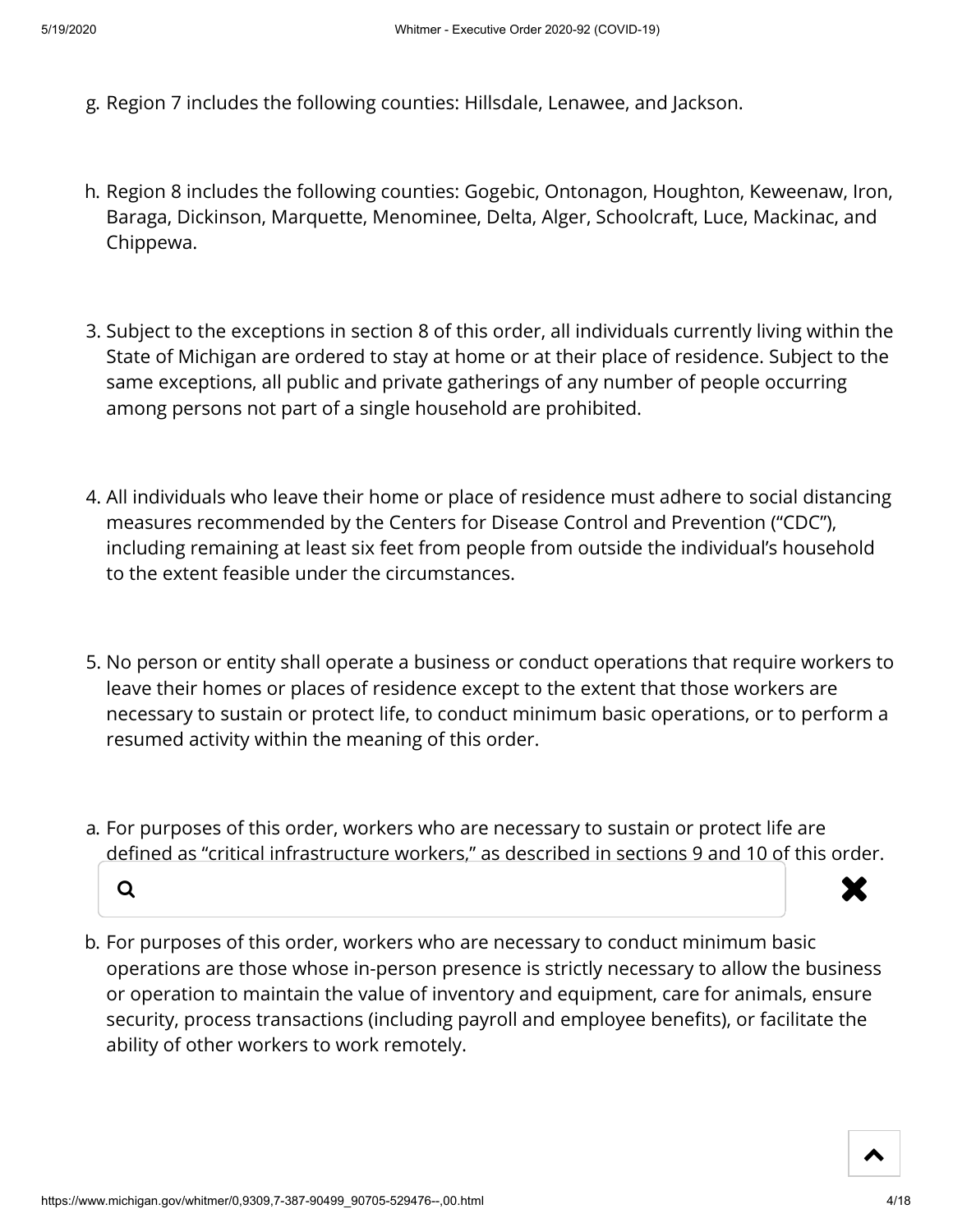g. Region 7 includes the following counties: Hillsdale, Lenawee, and Jackson.

h. Region 8 includes the following counties: Gogebic, Ontonagon, Houghton, Keweenaw, Iron, Baraga, Dickinson, Marquette, Menominee, Delta, Alger, Schoolcraft, Luce, Mackinac, and Chippewa.

3. Subject to the exceptions in section 8 of this order, all individuals currently living within the State of Michigan are ordered to stay at home or at their place of residence. Subject to the same exceptions, all public and private gatherings of any number of people occurring among persons not part of a single household are prohibited.

4. All individuals who leave their home or place of residence must adhere to social distancing measures recommended by the Centers for Disease Control and Prevention ("CDC"), including remaining at least six feet from people from outside the individual's household to the extent feasible under the circumstances.

5. No person or entity shall operate a business or conduct operations that require workers to leave their homes or places of residence except to the extent that those workers are necessary to sustain or protect life, to conduct minimum basic operations, or to perform a resumed activity within the meaning of this order.

a. For purposes of this order, workers who are necessary to sustain or protect life are defined as "critical infrastructure workers," as described in sections 9 and 10 of this order.

b. For purposes of this order, workers who are necessary to conduct minimum basic operations are those whose in-person presence is strictly necessary to allow the business or operation to maintain the value of inventory and equipment, care for animals, ensure security, process transactions (including payroll and employee benefits), or facilitate the ability of other workers to work remotely.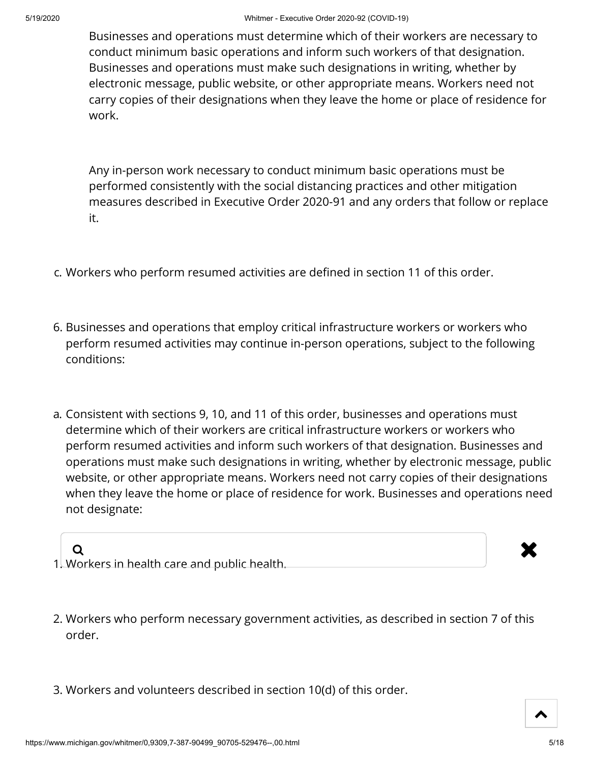Businesses and operations must determine which of their workers are necessary to conduct minimum basic operations and inform such workers of that designation. Businesses and operations must make such designations in writing, whether by electronic message, public website, or other appropriate means. Workers need not carry copies of their designations when they leave the home or place of residence for work.

Any in-person work necessary to conduct minimum basic operations must be performed consistently with the social distancing practices and other mitigation measures described in Executive Order 2020-91 and any orders that follow or replace it.

c. Workers who perform resumed activities are defined in section 11 of this order.

6. Businesses and operations that employ critical infrastructure workers or workers who perform resumed activities may continue in-person operations, subject to the following conditions:

a. Consistent with sections 9, 10, and 11 of this order, businesses and operations must determine which of their workers are critical infrastructure workers or workers who perform resumed activities and inform such workers of that designation. Businesses and operations must make such designations in writing, whether by electronic message, public website, or other appropriate means. Workers need not carry copies of their designations when they leave the home or place of residence for work. Businesses and operations need not designate:

1. Workers in health care and public health.

2. Workers who perform necessary government activities, as described in section 7 of this order.

3. Workers and volunteers described in section 10(d) of this order.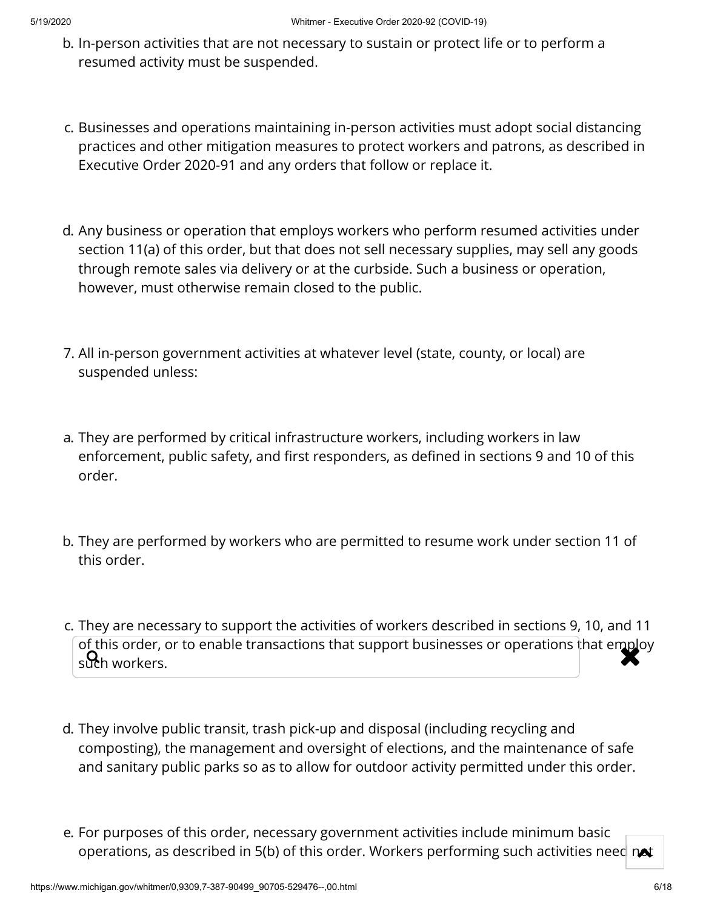b. In-person activities that are not necessary to sustain or protect life or to perform a resumed activity must be suspended.

c. Businesses and operations maintaining in-person activities must adopt social distancing practices and other mitigation measures to protect workers and patrons, as described in Executive Order 2020-91 and any orders that follow or replace it.

d. Any business or operation that employs workers who perform resumed activities under section 11(a) of this order, but that does not sell necessary supplies, may sell any goods through remote sales via delivery or at the curbside. Such a business or operation, however, must otherwise remain closed to the public.

7. All in-person government activities at whatever level (state, county, or local) are suspended unless:

a. They are performed by critical infrastructure workers, including workers in law enforcement, public safety, and first responders, as defined in sections 9 and 10 of this order.

b. They are performed by workers who are permitted to resume work under section 11 of this order.

c. They are necessary to support the activities of workers described in sections 9, 10, and 11 of this order, or to enable transactions that support businesses or operations that employ such workers.

d. They involve public transit, trash pick-up and disposal (including recycling and composting), the management and oversight of elections, and the maintenance of safe and sanitary public parks so as to allow for outdoor activity permitted under this order.

e. For purposes of this order, necessary government activities include minimum basic operations, as described in 5(b) of this order. Workers performing such activities need not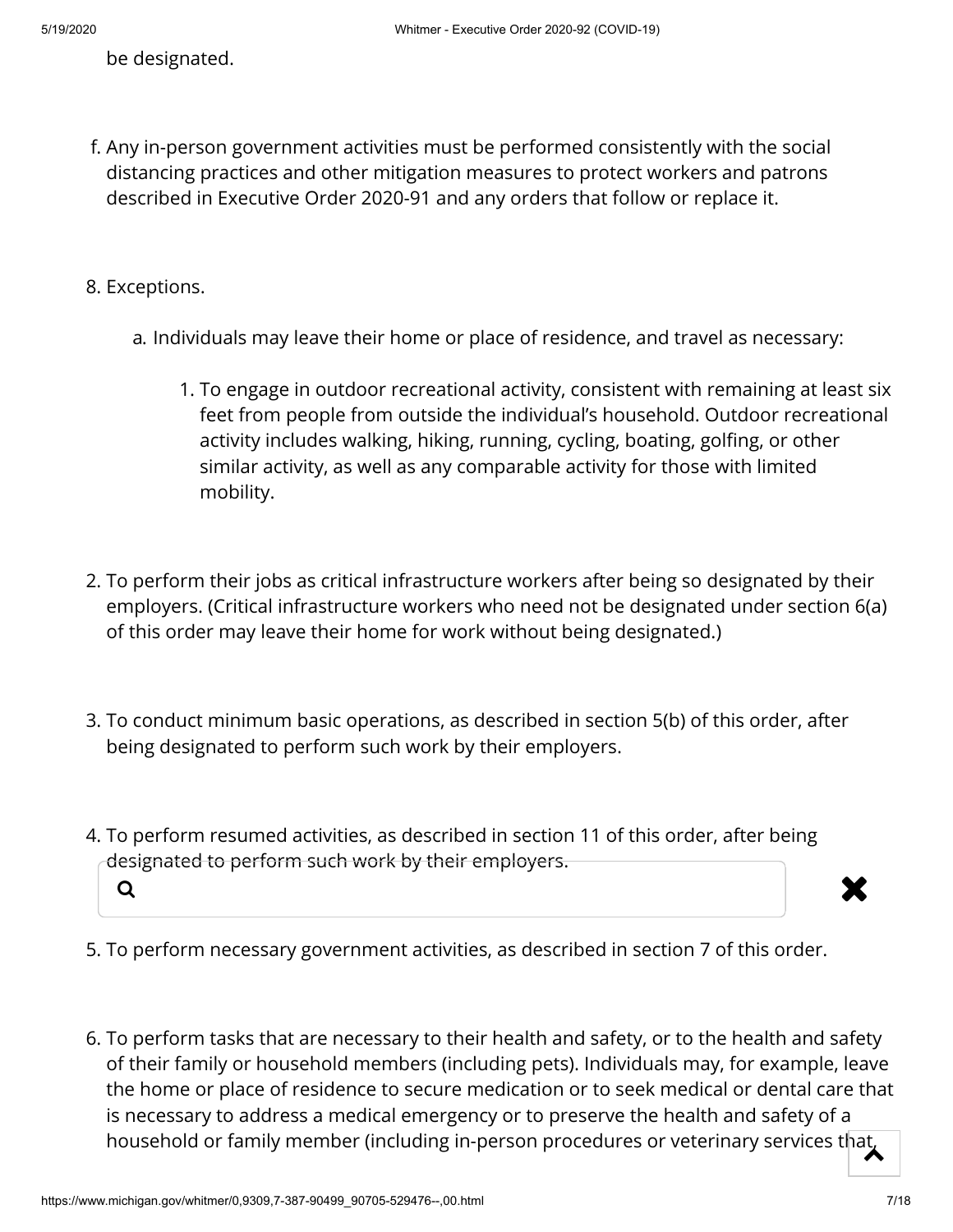be designated.

f. Any in-person government activities must be performed consistently with the social distancing practices and other mitigation measures to protect workers and patrons described in Executive Order 2020-91 and any orders that follow or replace it.

8. Exceptions.

   a. Individuals may leave their home or place of residence, and travel as necessary:

      1. To engage in outdoor recreational activity, consistent with remaining at least six feet from people from outside the individual's household. Outdoor recreational activity includes walking, hiking, running, cycling, boating, golfing, or other similar activity, as well as any comparable activity for those with limited mobility.

      2. To perform their jobs as critical infrastructure workers after being so designated by their employers. (Critical infrastructure workers who need not be designated under section 6(a) of this order may leave their home for work without being designated.)

      3. To conduct minimum basic operations, as described in section 5(b) of this order, after being designated to perform such work by their employers.

      4. To perform resumed activities, as described in section 11 of this order, after being designated to perform such work by their employers.

      5. To perform necessary government activities, as described in section 7 of this order.

      6. To perform tasks that are necessary to their health and safety, or to the health and safety of their family or household members (including pets). Individuals may, for example, leave the home or place of residence to secure medication or to seek medical or dental care that is necessary to address a medical emergency or to preserve the health and safety of a household or family member (including in-person procedures or veterinary services that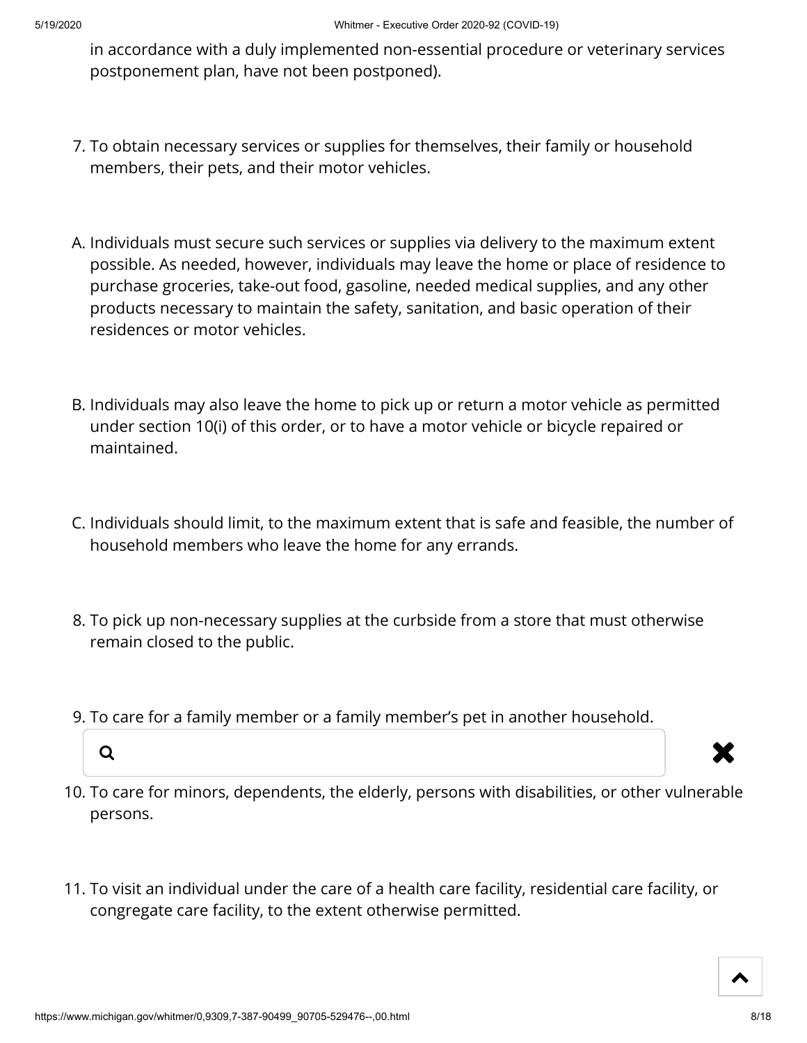in accordance with a duly implemented non-essential procedure or veterinary services postponement plan, have not been postponed).

7. To obtain necessary services or supplies for themselves, their family or household members, their pets, and their motor vehicles.

A. Individuals must secure such services or supplies via delivery to the maximum extent possible. As needed, however, individuals may leave the home or place of residence to purchase groceries, take-out food, gasoline, needed medical supplies, and any other products necessary to maintain the safety, sanitation, and basic operation of their residences or motor vehicles.

B. Individuals may also leave the home to pick up or return a motor vehicle as permitted under section 10(i) of this order, or to have a motor vehicle or bicycle repaired or maintained.

C. Individuals should limit, to the maximum extent that is safe and feasible, the number of household members who leave the home for any errands.

8. To pick up non-necessary supplies at the curbside from a store that must otherwise remain closed to the public.

9. To care for a family member or a family member's pet in another household.

10. To care for minors, dependents, the elderly, persons with disabilities, or other vulnerable persons.

11. To visit an individual under the care of a health care facility, residential care facility, or congregate care facility, to the extent otherwise permitted.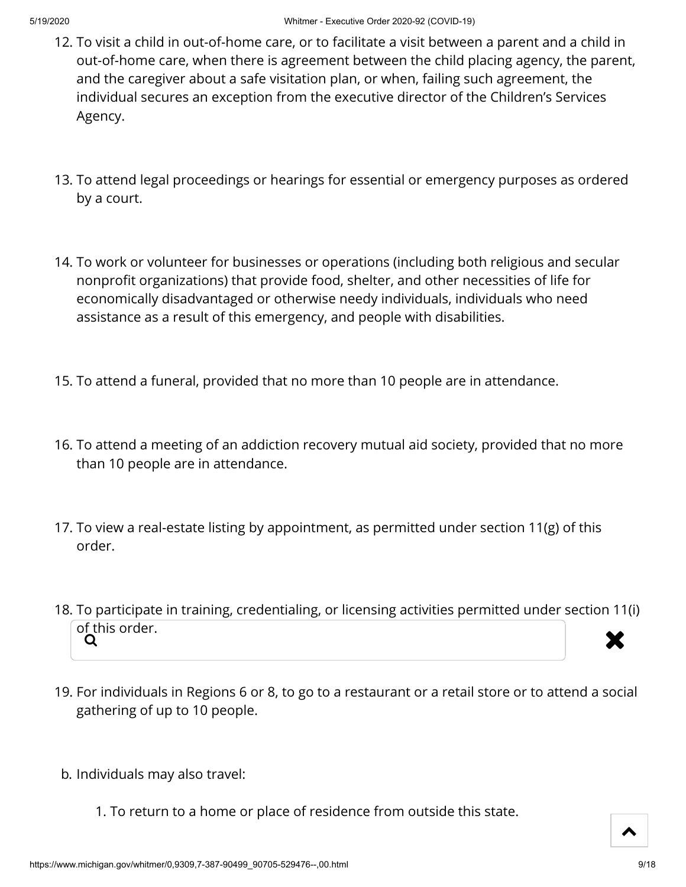12. To visit a child in out-of-home care, or to facilitate a visit between a parent and a child in out-of-home care, when there is agreement between the child placing agency, the parent, and the caregiver about a safe visitation plan, or when, failing such agreement, the individual secures an exception from the executive director of the Children's Services Agency.

13. To attend legal proceedings or hearings for essential or emergency purposes as ordered by a court.

14. To work or volunteer for businesses or operations (including both religious and secular nonprofit organizations) that provide food, shelter, and other necessities of life for economically disadvantaged or otherwise needy individuals, individuals who need assistance as a result of this emergency, and people with disabilities.

15. To attend a funeral, provided that no more than 10 people are in attendance.

16. To attend a meeting of an addiction recovery mutual aid society, provided that no more than 10 people are in attendance.

17. To view a real-estate listing by appointment, as permitted under section 11(g) of this order.

18. To participate in training, credentialing, or licensing activities permitted under section 11(i) of this order.

19. For individuals in Regions 6 or 8, to go to a restaurant or a retail store or to attend a social gathering of up to 10 people.

b. Individuals may also travel:

  1. To return to a home or place of residence from outside this state.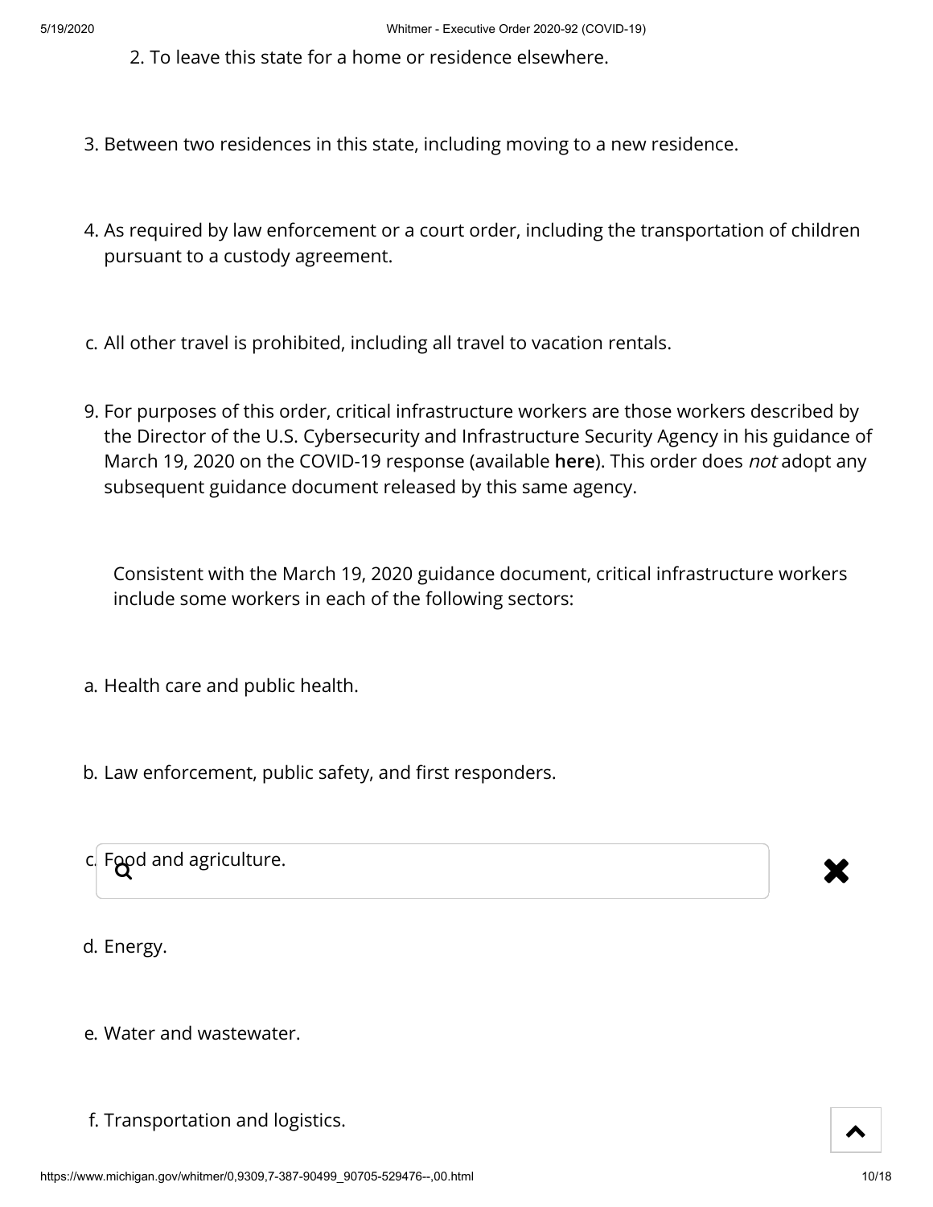2. To leave this state for a home or residence elsewhere.

3. Between two residences in this state, including moving to a new residence.

4. As required by law enforcement or a court order, including the transportation of children pursuant to a custody agreement.

c. All other travel is prohibited, including all travel to vacation rentals.

9. For purposes of this order, critical infrastructure workers are those workers described by the Director of the U.S. Cybersecurity and Infrastructure Security Agency in his guidance of March 19, 2020 on the COVID-19 response (available **here**). This order does *not* adopt any subsequent guidance document released by this same agency.

   Consistent with the March 19, 2020 guidance document, critical infrastructure workers include some workers in each of the following sectors:

a. Health care and public health.

b. Law enforcement, public safety, and first responders.

c. Food and agriculture.

d. Energy.

e. Water and wastewater.

f. Transportation and logistics.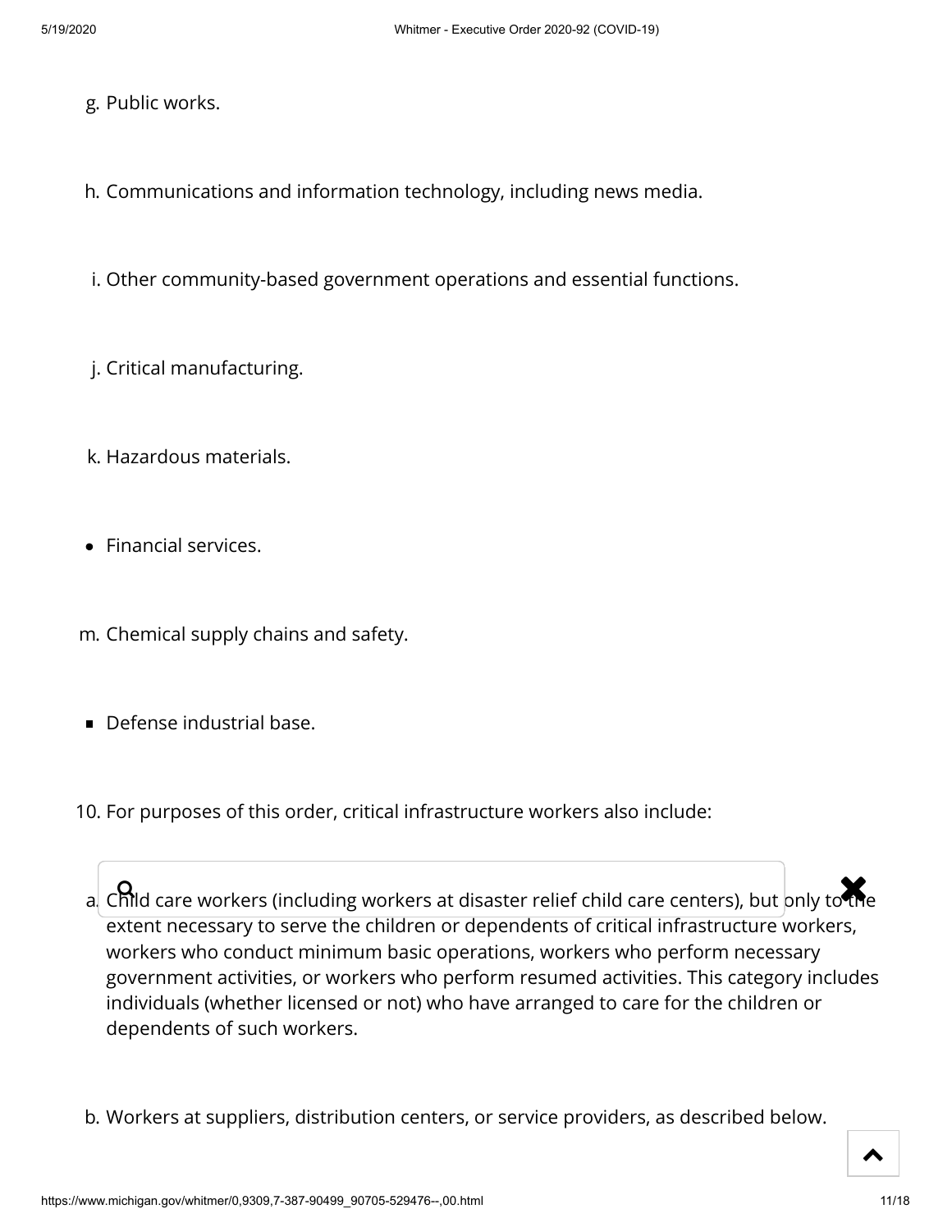g. Public works.

h. Communications and information technology, including news media.

i. Other community-based government operations and essential functions.

j. Critical manufacturing.

k. Hazardous materials.

- Financial services.

m. Chemical supply chains and safety.

- Defense industrial base.

10. For purposes of this order, critical infrastructure workers also include:

a. Child care workers (including workers at disaster relief child care centers), but only to the extent necessary to serve the children or dependents of critical infrastructure workers, workers who conduct minimum basic operations, workers who perform necessary government activities, or workers who perform resumed activities. This category includes individuals (whether licensed or not) who have arranged to care for the children or dependents of such workers.

b. Workers at suppliers, distribution centers, or service providers, as described below.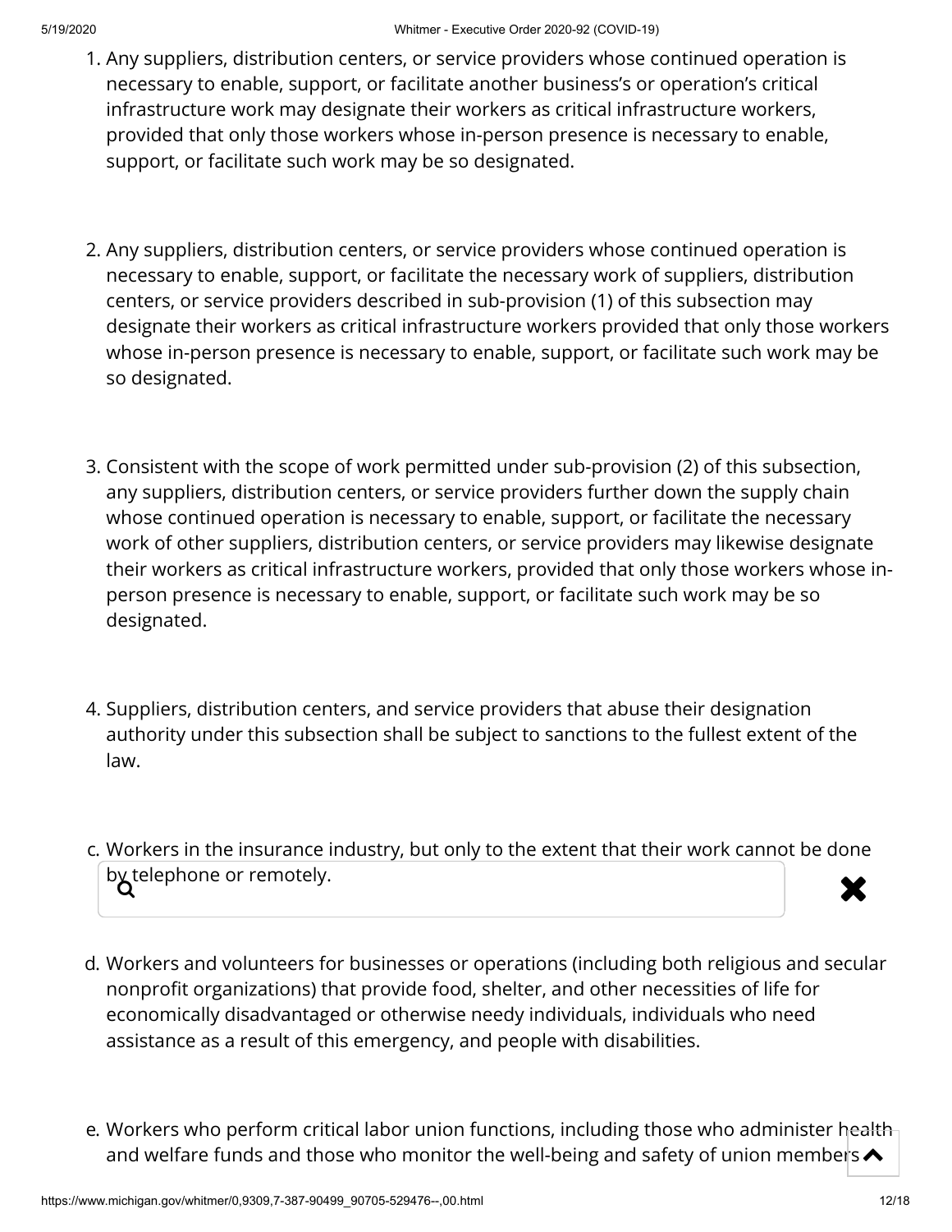1. Any suppliers, distribution centers, or service providers whose continued operation is necessary to enable, support, or facilitate another business's or operation's critical infrastructure work may designate their workers as critical infrastructure workers, provided that only those workers whose in-person presence is necessary to enable, support, or facilitate such work may be so designated.

2. Any suppliers, distribution centers, or service providers whose continued operation is necessary to enable, support, or facilitate the necessary work of suppliers, distribution centers, or service providers described in sub-provision (1) of this subsection may designate their workers as critical infrastructure workers provided that only those workers whose in-person presence is necessary to enable, support, or facilitate such work may be so designated.

3. Consistent with the scope of work permitted under sub-provision (2) of this subsection, any suppliers, distribution centers, or service providers further down the supply chain whose continued operation is necessary to enable, support, or facilitate the necessary work of other suppliers, distribution centers, or service providers may likewise designate their workers as critical infrastructure workers, provided that only those workers whose in-person presence is necessary to enable, support, or facilitate such work may be so designated.

4. Suppliers, distribution centers, and service providers that abuse their designation authority under this subsection shall be subject to sanctions to the fullest extent of the law.

c. Workers in the insurance industry, but only to the extent that their work cannot be done by telephone or remotely.

d. Workers and volunteers for businesses or operations (including both religious and secular nonprofit organizations) that provide food, shelter, and other necessities of life for economically disadvantaged or otherwise needy individuals, individuals who need assistance as a result of this emergency, and people with disabilities.

e. Workers who perform critical labor union functions, including those who administer health and welfare funds and those who monitor the well-being and safety of union members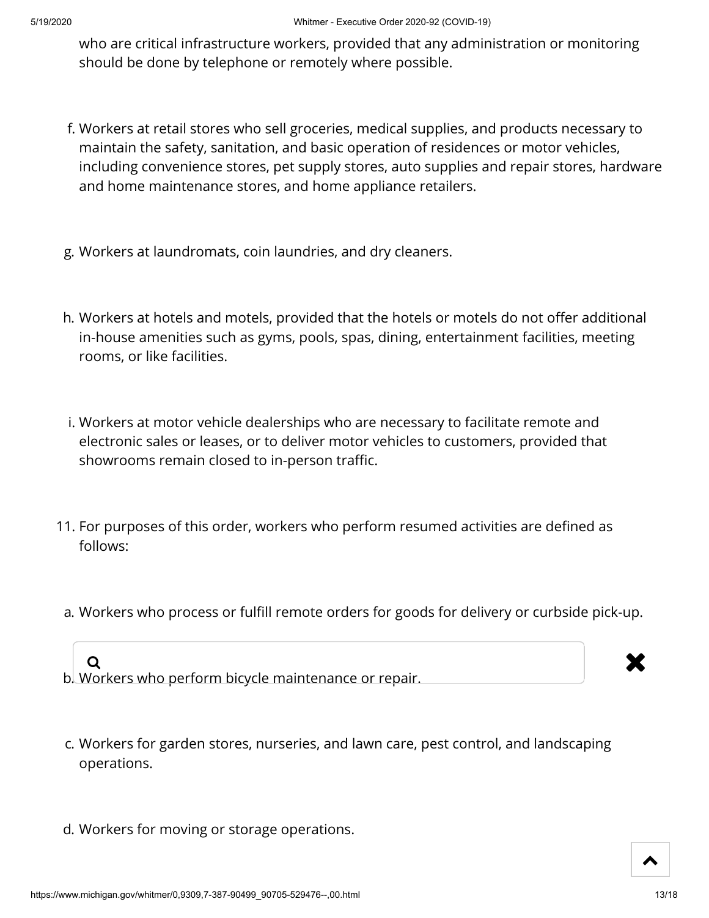who are critical infrastructure workers, provided that any administration or monitoring should be done by telephone or remotely where possible.

f. Workers at retail stores who sell groceries, medical supplies, and products necessary to maintain the safety, sanitation, and basic operation of residences or motor vehicles, including convenience stores, pet supply stores, auto supplies and repair stores, hardware and home maintenance stores, and home appliance retailers.

g. Workers at laundromats, coin laundries, and dry cleaners.

h. Workers at hotels and motels, provided that the hotels or motels do not offer additional in-house amenities such as gyms, pools, spas, dining, entertainment facilities, meeting rooms, or like facilities.

i. Workers at motor vehicle dealerships who are necessary to facilitate remote and electronic sales or leases, or to deliver motor vehicles to customers, provided that showrooms remain closed to in-person traffic.

11. For purposes of this order, workers who perform resumed activities are defined as follows:

a. Workers who process or fulfill remote orders for goods for delivery or curbside pick-up.

b. Workers who perform bicycle maintenance or repair.

c. Workers for garden stores, nurseries, and lawn care, pest control, and landscaping operations.

d. Workers for moving or storage operations.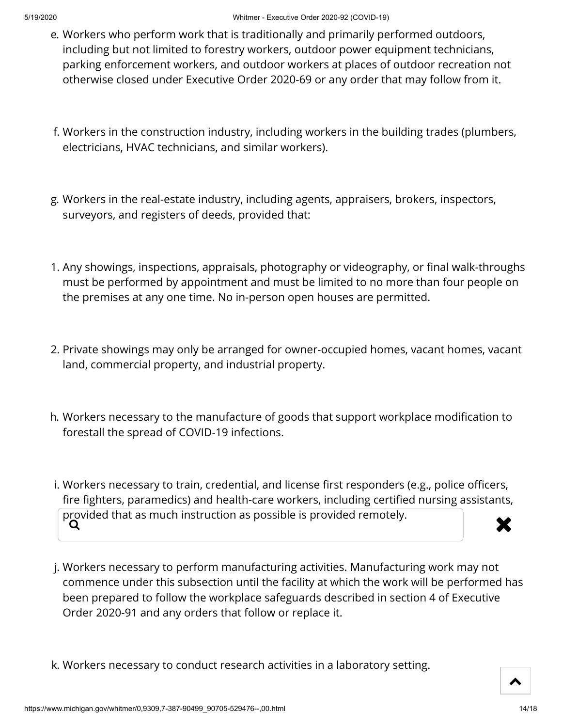e. Workers who perform work that is traditionally and primarily performed outdoors, including but not limited to forestry workers, outdoor power equipment technicians, parking enforcement workers, and outdoor workers at places of outdoor recreation not otherwise closed under Executive Order 2020-69 or any order that may follow from it.

f. Workers in the construction industry, including workers in the building trades (plumbers, electricians, HVAC technicians, and similar workers).

g. Workers in the real-estate industry, including agents, appraisers, brokers, inspectors, surveyors, and registers of deeds, provided that:

1. Any showings, inspections, appraisals, photography or videography, or final walk-throughs must be performed by appointment and must be limited to no more than four people on the premises at any one time. No in-person open houses are permitted.

2. Private showings may only be arranged for owner-occupied homes, vacant homes, vacant land, commercial property, and industrial property.

h. Workers necessary to the manufacture of goods that support workplace modification to forestall the spread of COVID-19 infections.

i. Workers necessary to train, credential, and license first responders (e.g., police officers, fire fighters, paramedics) and health-care workers, including certified nursing assistants, provided that as much instruction as possible is provided remotely.

j. Workers necessary to perform manufacturing activities. Manufacturing work may not commence under this subsection until the facility at which the work will be performed has been prepared to follow the workplace safeguards described in section 4 of Executive Order 2020-91 and any orders that follow or replace it.

k. Workers necessary to conduct research activities in a laboratory setting.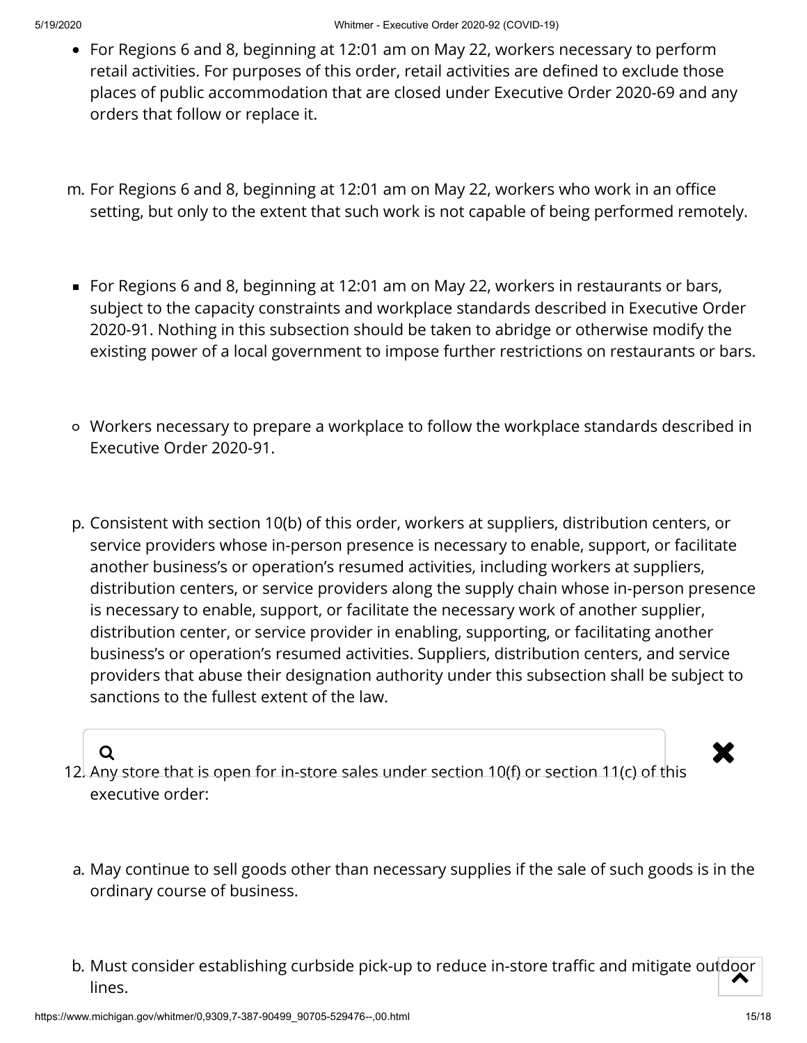- For Regions 6 and 8, beginning at 12:01 am on May 22, workers necessary to perform retail activities. For purposes of this order, retail activities are defined to exclude those places of public accommodation that are closed under Executive Order 2020-69 and any orders that follow or replace it.

m. For Regions 6 and 8, beginning at 12:01 am on May 22, workers who work in an office setting, but only to the extent that such work is not capable of being performed remotely.

- For Regions 6 and 8, beginning at 12:01 am on May 22, workers in restaurants or bars, subject to the capacity constraints and workplace standards described in Executive Order 2020-91. Nothing in this subsection should be taken to abridge or otherwise modify the existing power of a local government to impose further restrictions on restaurants or bars.

- Workers necessary to prepare a workplace to follow the workplace standards described in Executive Order 2020-91.

p. Consistent with section 10(b) of this order, workers at suppliers, distribution centers, or service providers whose in-person presence is necessary to enable, support, or facilitate another business's or operation's resumed activities, including workers at suppliers, distribution centers, or service providers along the supply chain whose in-person presence is necessary to enable, support, or facilitate the necessary work of another supplier, distribution center, or service provider in enabling, supporting, or facilitating another business's or operation's resumed activities. Suppliers, distribution centers, and service providers that abuse their designation authority under this subsection shall be subject to sanctions to the fullest extent of the law.

12. Any store that is open for in-store sales under section 10(f) or section 11(c) of this executive order:

a. May continue to sell goods other than necessary supplies if the sale of such goods is in the ordinary course of business.

b. Must consider establishing curbside pick-up to reduce in-store traffic and mitigate outdoor lines.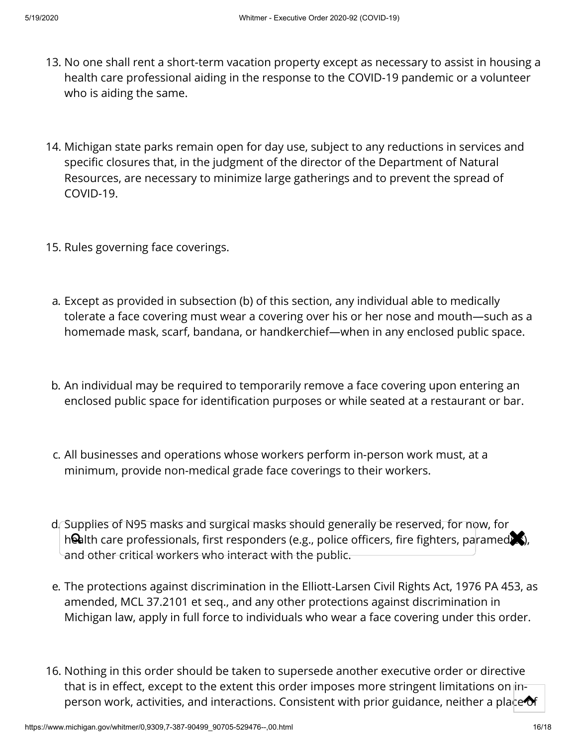13. No one shall rent a short-term vacation property except as necessary to assist in housing a health care professional aiding in the response to the COVID-19 pandemic or a volunteer who is aiding the same.

14. Michigan state parks remain open for day use, subject to any reductions in services and specific closures that, in the judgment of the director of the Department of Natural Resources, are necessary to minimize large gatherings and to prevent the spread of COVID-19.

15. Rules governing face coverings.

   a. Except as provided in subsection (b) of this section, any individual able to medically tolerate a face covering must wear a covering over his or her nose and mouth—such as a homemade mask, scarf, bandana, or handkerchief—when in any enclosed public space.

   b. An individual may be required to temporarily remove a face covering upon entering an enclosed public space for identification purposes or while seated at a restaurant or bar.

   c. All businesses and operations whose workers perform in-person work must, at a minimum, provide non-medical grade face coverings to their workers.

   d. Supplies of N95 masks and surgical masks should generally be reserved, for now, for health care professionals, first responders (e.g., police officers, fire fighters, paramedics), and other critical workers who interact with the public.

   e. The protections against discrimination in the Elliott-Larsen Civil Rights Act, 1976 PA 453, as amended, MCL 37.2101 et seq., and any other protections against discrimination in Michigan law, apply in full force to individuals who wear a face covering under this order.

16. Nothing in this order should be taken to supersede another executive order or directive that is in effect, except to the extent this order imposes more stringent limitations on in-person work, activities, and interactions. Consistent with prior guidance, neither a place of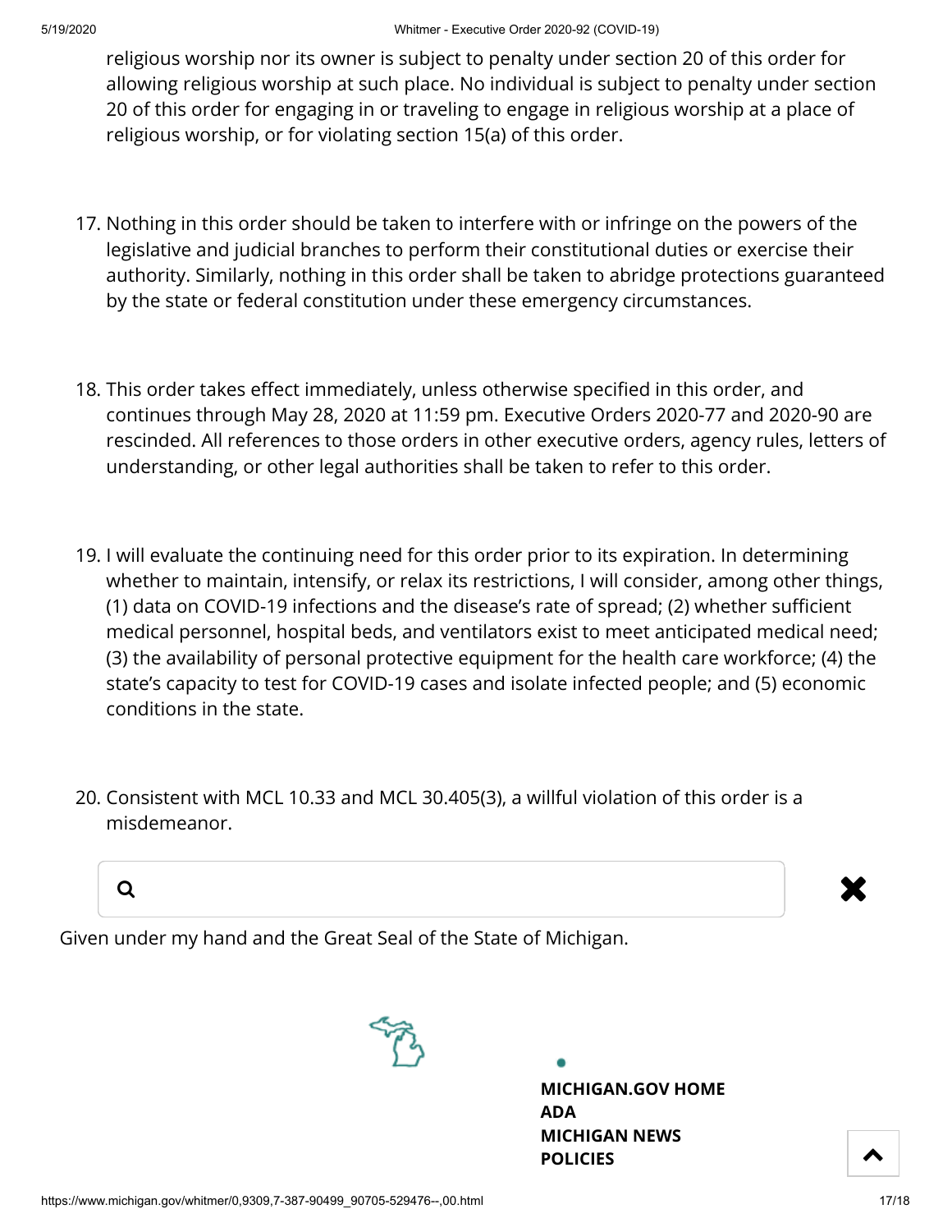religious worship nor its owner is subject to penalty under section 20 of this order for allowing religious worship at such place. No individual is subject to penalty under section 20 of this order for engaging in or traveling to engage in religious worship at a place of religious worship, or for violating section 15(a) of this order.

17. Nothing in this order should be taken to interfere with or infringe on the powers of the legislative and judicial branches to perform their constitutional duties or exercise their authority. Similarly, nothing in this order shall be taken to abridge protections guaranteed by the state or federal constitution under these emergency circumstances.

18. This order takes effect immediately, unless otherwise specified in this order, and continues through May 28, 2020 at 11:59 pm. Executive Orders 2020-77 and 2020-90 are rescinded. All references to those orders in other executive orders, agency rules, letters of understanding, or other legal authorities shall be taken to refer to this order.

19. I will evaluate the continuing need for this order prior to its expiration. In determining whether to maintain, intensify, or relax its restrictions, I will consider, among other things, (1) data on COVID-19 infections and the disease's rate of spread; (2) whether sufficient medical personnel, hospital beds, and ventilators exist to meet anticipated medical need; (3) the availability of personal protective equipment for the health care workforce; (4) the state's capacity to test for COVID-19 cases and isolate infected people; and (5) economic conditions in the state.

20. Consistent with MCL 10.33 and MCL 30.405(3), a willful violation of this order is a misdemeanor.

Given under my hand and the Great Seal of the State of Michigan.

**MICHIGAN.GOV HOME**
**ADA**
**MICHIGAN NEWS**
**POLICIES**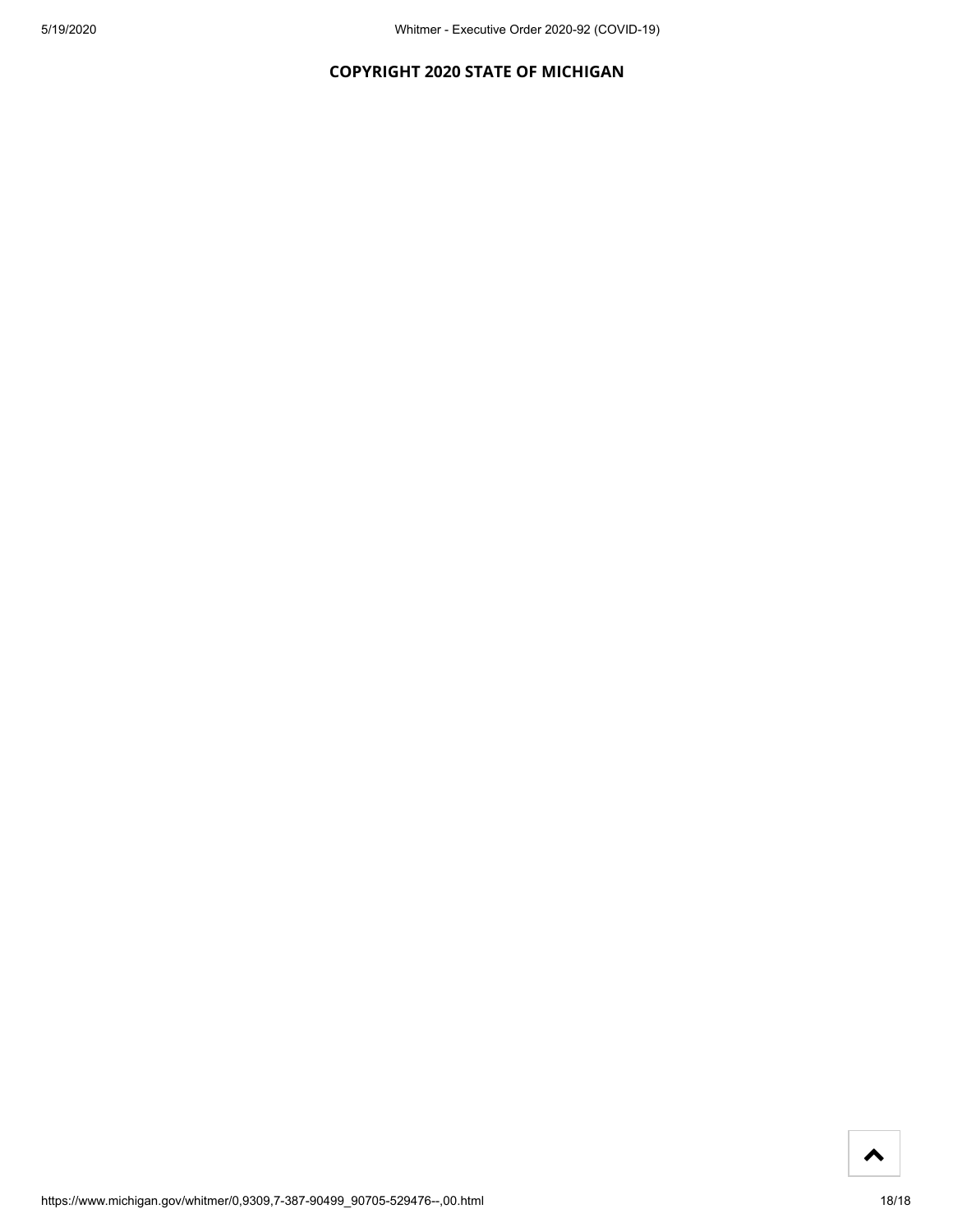**COPYRIGHT 2020 STATE OF MICHIGAN**